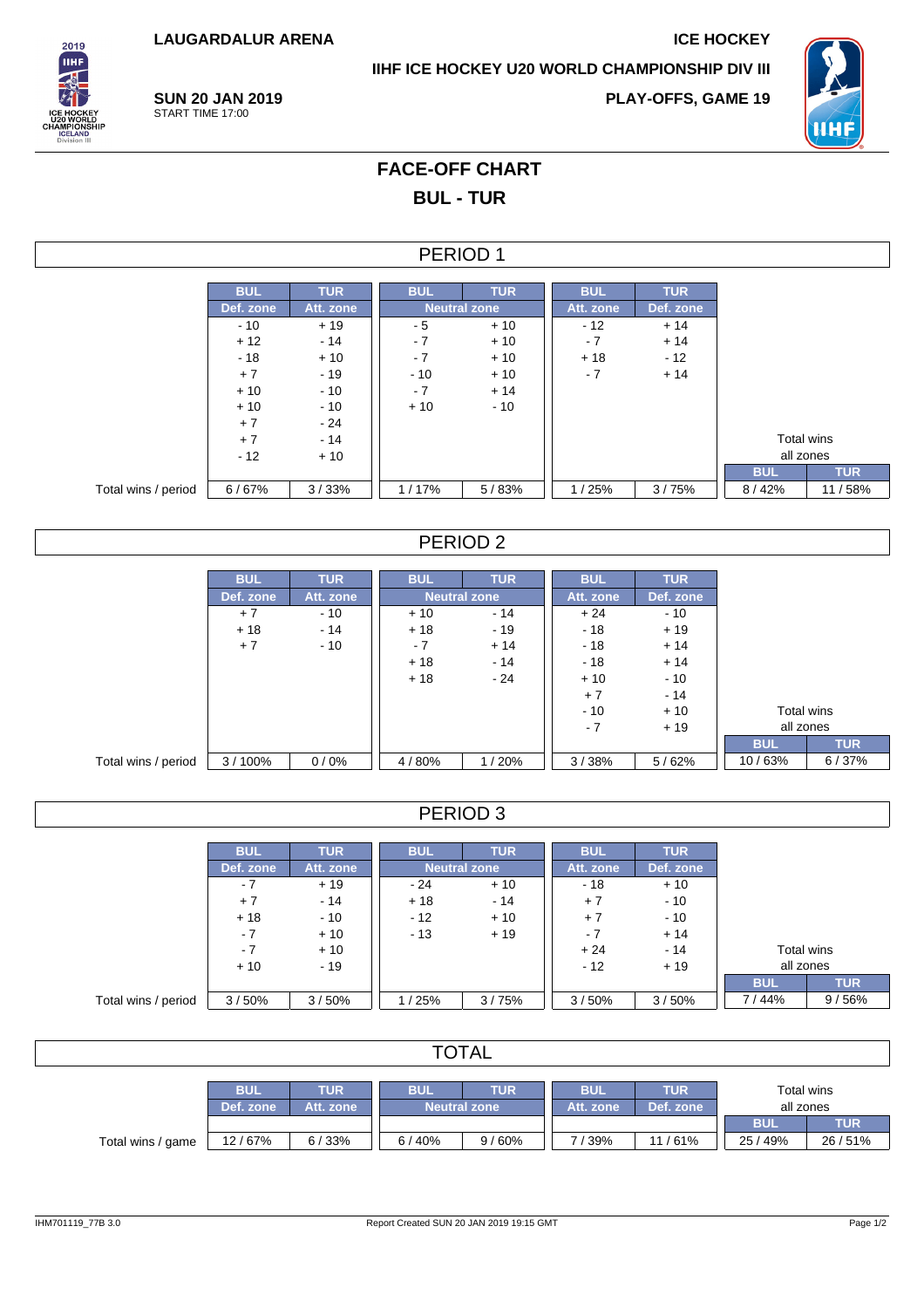LAUGARDALUR ARENA

ICE HOCKEY

IIHF ICE HOCKEY U20 WORLD CHAMPIONSHIP DIV III

**SUN 20 JAN 2019**
START TIME 17:00

**PLAY-OFFS, GAME 19**

# FACE-OFF CHART

## BUL - TUR

### PERIOD 1

| | BUL | TUR | BUL | TUR | BUL | TUR | | |
|---|---|---|---|---|---|---|---|---|
| | Def. zone | Att. zone | Neutral zone | | Att. zone | Def. zone | | |
| | - 10 | + 19 | - 5 | + 10 | - 12 | + 14 | | |
| | + 12 | - 14 | - 7 | + 10 | - 7 | + 14 | | |
| | - 18 | + 10 | - 7 | + 10 | + 18 | - 12 | | |
| | + 7 | - 19 | - 10 | + 10 | - 7 | + 14 | | |
| | + 10 | - 10 | - 7 | + 14 | | | | |
| | + 10 | - 10 | + 10 | - 10 | | | | |
| | + 7 | - 24 | | | | | | |
| | + 7 | - 14 | | | | | Total wins all zones | |
| | - 12 | + 10 | | | | | BUL | TUR |
| Total wins / period | 6 / 67% | 3 / 33% | 1 / 17% | 5 / 83% | 1 / 25% | 3 / 75% | 8 / 42% | 11 / 58% |

### PERIOD 2

| | BUL | TUR | BUL | TUR | BUL | TUR | | |
|---|---|---|---|---|---|---|---|---|
| | Def. zone | Att. zone | Neutral zone | | Att. zone | Def. zone | | |
| | + 7 | - 10 | + 10 | - 14 | + 24 | - 10 | | |
| | + 18 | - 14 | + 18 | - 19 | - 18 | + 19 | | |
| | + 7 | - 10 | - 7 | + 14 | - 18 | + 14 | | |
| | | | + 18 | - 14 | - 18 | + 14 | | |
| | | | + 18 | - 24 | + 10 | - 10 | | |
| | | | | | + 7 | - 14 | | |
| | | | | | - 10 | + 10 | Total wins all zones | |
| | | | | | - 7 | + 19 | BUL | TUR |
| Total wins / period | 3 / 100% | 0 / 0% | 4 / 80% | 1 / 20% | 3 / 38% | 5 / 62% | 10 / 63% | 6 / 37% |

### PERIOD 3

| | BUL | TUR | BUL | TUR | BUL | TUR | | |
|---|---|---|---|---|---|---|---|---|
| | Def. zone | Att. zone | Neutral zone | | Att. zone | Def. zone | | |
| | - 7 | + 19 | - 24 | + 10 | - 18 | + 10 | | |
| | + 7 | - 14 | + 18 | - 14 | + 7 | - 10 | | |
| | + 18 | - 10 | - 12 | + 10 | + 7 | - 10 | | |
| | - 7 | + 10 | - 13 | + 19 | - 7 | + 14 | | |
| | - 7 | + 10 | | | + 24 | - 14 | Total wins all zones | |
| | + 10 | - 19 | | | - 12 | + 19 | BUL | TUR |
| Total wins / period | 3 / 50% | 3 / 50% | 1 / 25% | 3 / 75% | 3 / 50% | 3 / 50% | 7 / 44% | 9 / 56% |

### TOTAL

| | BUL | TUR | BUL | TUR | BUL | TUR | Total wins all zones | |
|---|---|---|---|---|---|---|---|---|
| | Def. zone | Att. zone | Neutral zone | | Att. zone | Def. zone | BUL | TUR |
| Total wins / game | 12 / 67% | 6 / 33% | 6 / 40% | 9 / 60% | 7 / 39% | 11 / 61% | 25 / 49% | 26 / 51% |

IHM701119_77B 3.0 Report Created SUN 20 JAN 2019 19:15 GMT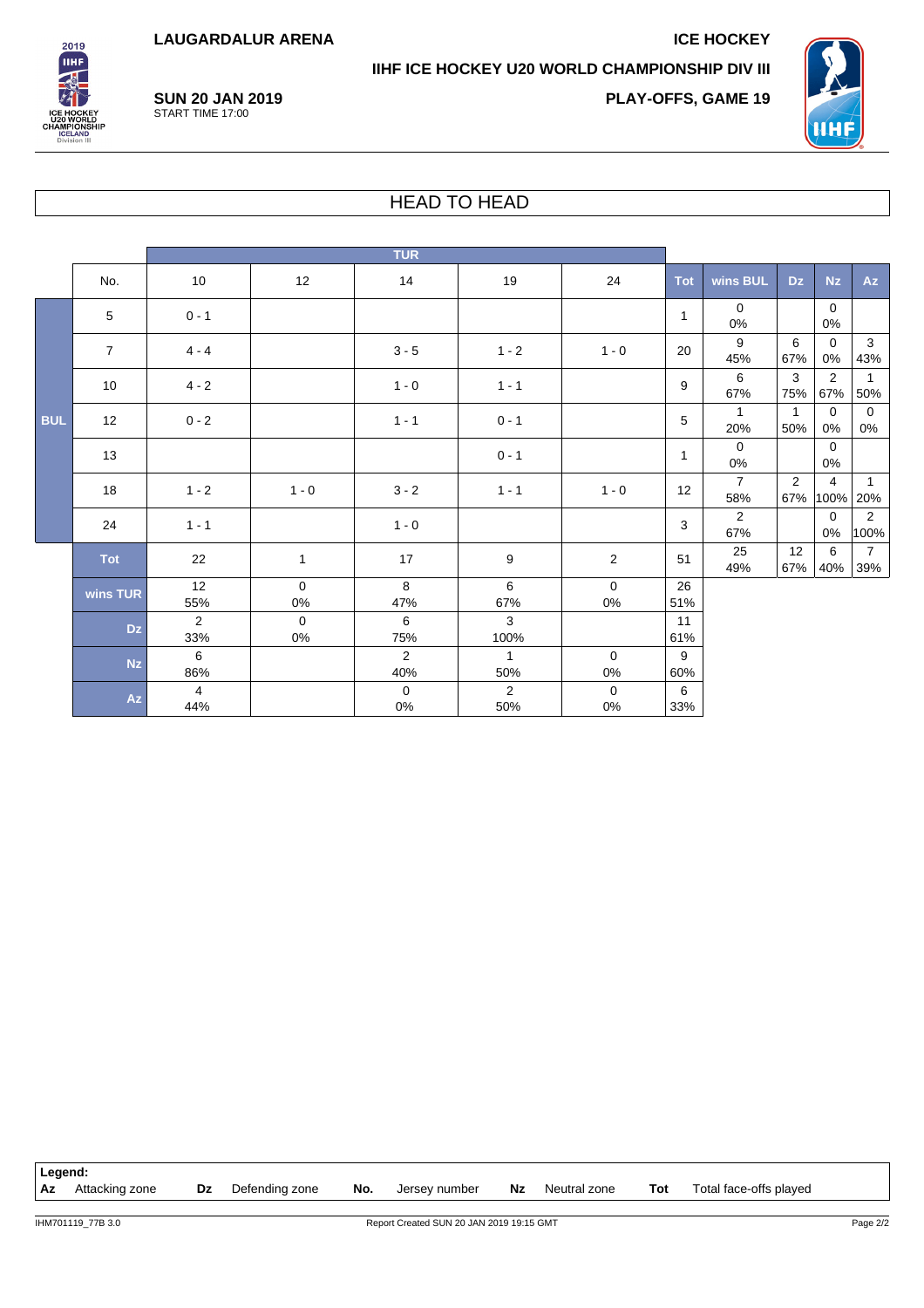LAUGARDALUR ARENA

ICE HOCKEY

IIHF ICE HOCKEY U20 WORLD CHAMPIONSHIP DIV III

**SUN 20 JAN 2019**
START TIME 17:00

**PLAY-OFFS, GAME 19**

# HEAD TO HEAD

| | | TUR | | | | | | | | | |
|---|---|---|---|---|---|---|---|---|---|---|---|
| | No. | 10 | 12 | 14 | 19 | 24 | Tot | wins BUL | Dz | Nz | Az |
| BUL | 5 | 0 - 1 | | | | | 1 | 0 0% | | 0 0% | |
| | 7 | 4 - 4 | | 3 - 5 | 1 - 2 | 1 - 0 | 20 | 9 45% | 6 67% | 0 0% | 3 43% |
| | 10 | 4 - 2 | | 1 - 0 | 1 - 1 | | 9 | 6 67% | 3 75% | 2 67% | 1 50% |
| | 12 | 0 - 2 | | 1 - 1 | 0 - 1 | | 5 | 1 20% | 1 50% | 0 0% | 0 0% |
| | 13 | | | | 0 - 1 | | 1 | 0 0% | | 0 0% | |
| | 18 | 1 - 2 | 1 - 0 | 3 - 2 | 1 - 1 | 1 - 0 | 12 | 7 58% | 2 67% | 4 100% | 1 20% |
| | 24 | 1 - 1 | | 1 - 0 | | | 3 | 2 67% | | 0 0% | 2 100% |
| | Tot | 22 | 1 | 17 | 9 | 2 | 51 | 25 49% | 12 67% | 6 40% | 7 39% |
| | wins TUR | 12 55% | 0 0% | 8 47% | 6 67% | 0 0% | 26 51% | | | | |
| | Dz | 2 33% | 0 0% | 6 75% | 3 100% | | 11 61% | | | | |
| | Nz | 6 86% | | 2 40% | 1 50% | 0 0% | 9 60% | | | | |
| | Az | 4 44% | | 0 0% | 2 50% | 0 0% | 6 33% | | | | |

**Legend:**

| | | | | | | | |
|---|---|---|---|---|---|---|---|
| **Az** | Attacking zone | **Dz** | Defending zone | **No.** | Jersey number | **Nz** | Neutral zone |
| **Tot** | Total face-offs played | | | | | | |

IHM701119_77B 3.0 — Report Created SUN 20 JAN 2019 19:15 GMT